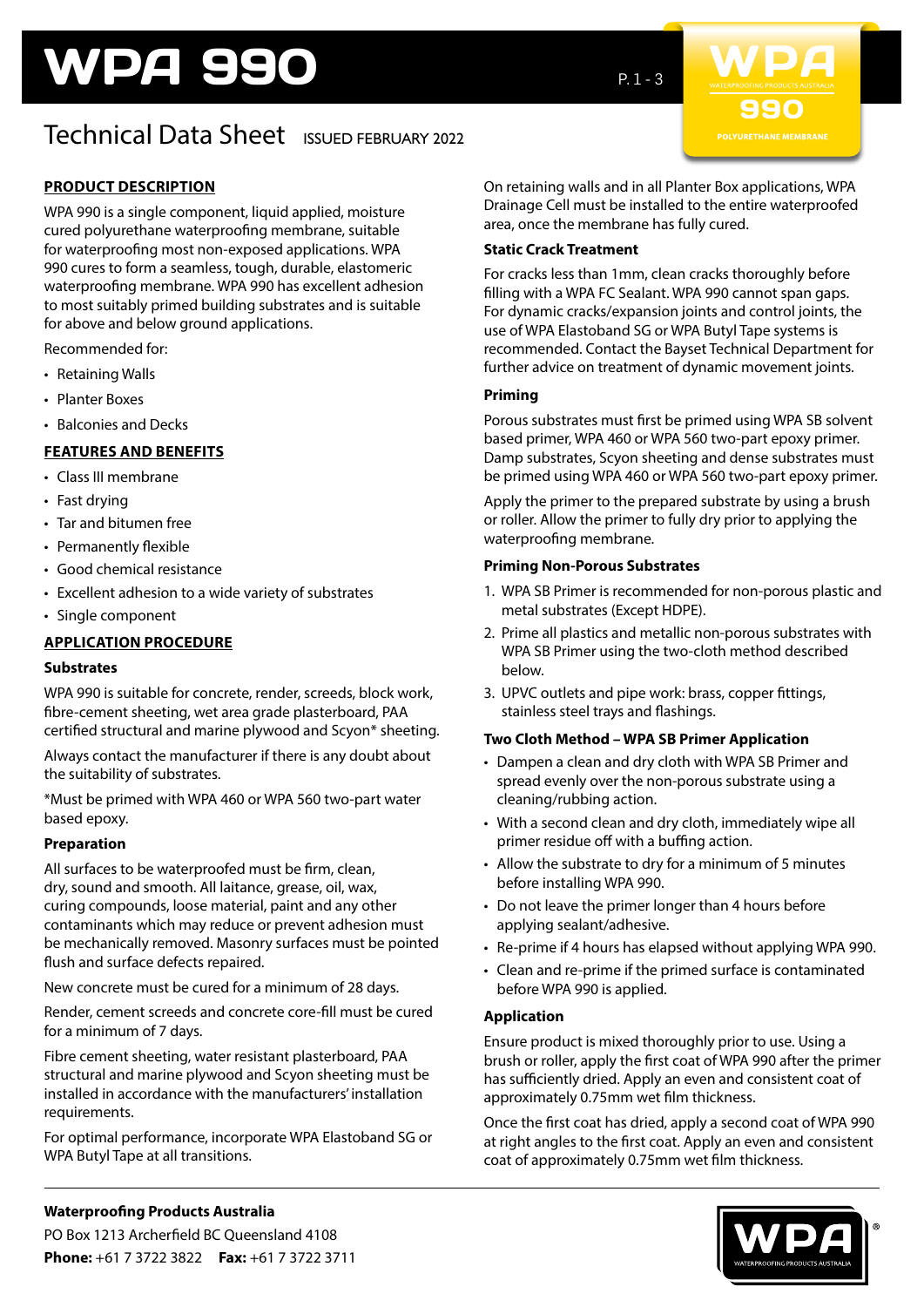# WPA 990

## Technical Data Sheet ISSUED FEBRUARY 2022

### PRODUCT DESCRIPTION

WPA 990 is a single component, liquid applied, moisture cured polyurethane waterproofing membrane, suitable for waterproofing most non-exposed applications. WPA 990 cures to form a seamless, tough, durable, elastomeric waterproofing membrane. WPA 990 has excellent adhesion to most suitably primed building substrates and is suitable for above and below ground applications.

Recommended for:

- Retaining Walls
- Planter Boxes
- Balconies and Decks

### FEATURES AND BENEFITS

- Class III membrane
- Fast drying
- Tar and bitumen free
- Permanently flexible
- Good chemical resistance
- Excellent adhesion to a wide variety of substrates
- Single component

### APPLICATION PROCEDURE

#### Substrates

WPA 990 is suitable for concrete, render, screeds, block work, fibre-cement sheeting, wet area grade plasterboard, PAA certified structural and marine plywood and Scyon* sheeting.

Always contact the manufacturer if there is any doubt about the suitability of substrates.

*Must be primed with WPA 460 or WPA 560 two-part water based epoxy.

#### Preparation

All surfaces to be waterproofed must be firm, clean, dry, sound and smooth. All laitance, grease, oil, wax, curing compounds, loose material, paint and any other contaminants which may reduce or prevent adhesion must be mechanically removed. Masonry surfaces must be pointed flush and surface defects repaired.

New concrete must be cured for a minimum of 28 days.

Render, cement screeds and concrete core-fill must be cured for a minimum of 7 days.

Fibre cement sheeting, water resistant plasterboard, PAA structural and marine plywood and Scyon sheeting must be installed in accordance with the manufacturers' installation requirements.

For optimal performance, incorporate WPA Elastoband SG or WPA Butyl Tape at all transitions.

On retaining walls and in all Planter Box applications, WPA Drainage Cell must be installed to the entire waterproofed area, once the membrane has fully cured.

#### Static Crack Treatment

For cracks less than 1mm, clean cracks thoroughly before filling with a WPA FC Sealant. WPA 990 cannot span gaps. For dynamic cracks/expansion joints and control joints, the use of WPA Elastoband SG or WPA Butyl Tape systems is recommended. Contact the Bayset Technical Department for further advice on treatment of dynamic movement joints.

#### Priming

Porous substrates must first be primed using WPA SB solvent based primer, WPA 460 or WPA 560 two-part epoxy primer. Damp substrates, Scyon sheeting and dense substrates must be primed using WPA 460 or WPA 560 two-part epoxy primer.

Apply the primer to the prepared substrate by using a brush or roller. Allow the primer to fully dry prior to applying the waterproofing membrane.

#### Priming Non-Porous Substrates

1. WPA SB Primer is recommended for non-porous plastic and metal substrates (Except HDPE).
2. Prime all plastics and metallic non-porous substrates with WPA SB Primer using the two-cloth method described below.
3. UPVC outlets and pipe work: brass, copper fittings, stainless steel trays and flashings.

#### Two Cloth Method – WPA SB Primer Application

- Dampen a clean and dry cloth with WPA SB Primer and spread evenly over the non-porous substrate using a cleaning/rubbing action.
- With a second clean and dry cloth, immediately wipe all primer residue off with a buffing action.
- Allow the substrate to dry for a minimum of 5 minutes before installing WPA 990.
- Do not leave the primer longer than 4 hours before applying sealant/adhesive.
- Re-prime if 4 hours has elapsed without applying WPA 990.
- Clean and re-prime if the primed surface is contaminated before WPA 990 is applied.

#### Application

Ensure product is mixed thoroughly prior to use. Using a brush or roller, apply the first coat of WPA 990 after the primer has sufficiently dried. Apply an even and consistent coat of approximately 0.75mm wet film thickness.

Once the first coat has dried, apply a second coat of WPA 990 at right angles to the first coat. Apply an even and consistent coat of approximately 0.75mm wet film thickness.

**Waterproofing Products Australia**
PO Box 1213 Archerfield BC Queensland 4108
**Phone:** +61 7 3722 3822 **Fax:** +61 7 3722 3711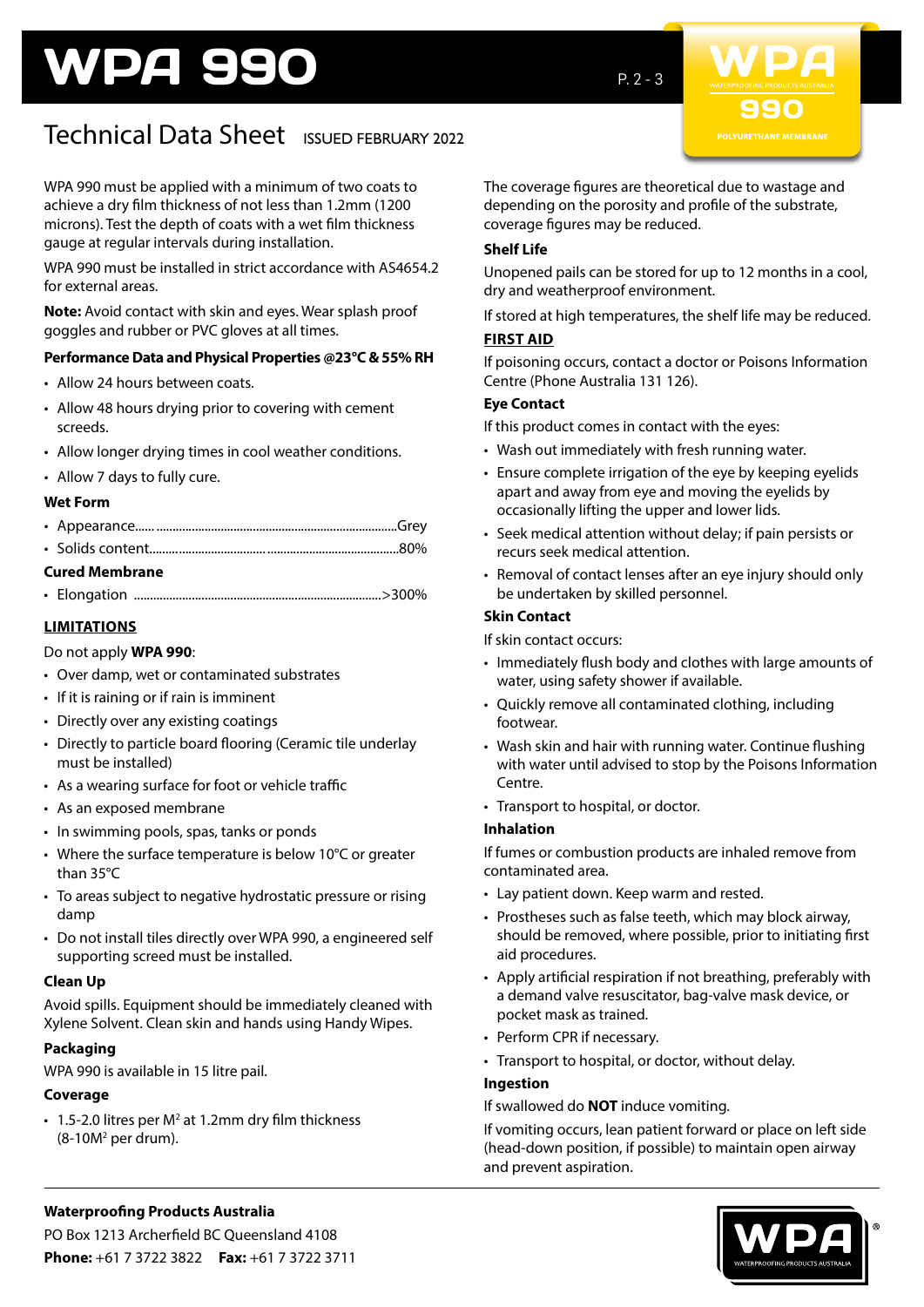# WPA 990

## Technical Data Sheet ISSUED FEBRUARY 2022

WPA 990 must be applied with a minimum of two coats to achieve a dry film thickness of not less than 1.2mm (1200 microns). Test the depth of coats with a wet film thickness gauge at regular intervals during installation.

WPA 990 must be installed in strict accordance with AS4654.2 for external areas.

**Note:** Avoid contact with skin and eyes. Wear splash proof goggles and rubber or PVC gloves at all times.

### Performance Data and Physical Properties @23°C & 55% RH

- Allow 24 hours between coats.
- Allow 48 hours drying prior to covering with cement screeds.
- Allow longer drying times in cool weather conditions.
- Allow 7 days to fully cure.

### Wet Form

- Appearance......................................Grey
- Solids content......................................80%

### Cured Membrane

- Elongation ......................................>300%

### LIMITATIONS

Do not apply **WPA 990**:

- Over damp, wet or contaminated substrates
- If it is raining or if rain is imminent
- Directly over any existing coatings
- Directly to particle board flooring (Ceramic tile underlay must be installed)
- As a wearing surface for foot or vehicle traffic
- As an exposed membrane
- In swimming pools, spas, tanks or ponds
- Where the surface temperature is below 10°C or greater than 35°C
- To areas subject to negative hydrostatic pressure or rising damp
- Do not install tiles directly over WPA 990, a engineered self supporting screed must be installed.

### Clean Up

Avoid spills. Equipment should be immediately cleaned with Xylene Solvent. Clean skin and hands using Handy Wipes.

### Packaging

WPA 990 is available in 15 litre pail.

### Coverage

- 1.5-2.0 litres per M$^2$ at 1.2mm dry film thickness (8-10M$^2$ per drum).

The coverage figures are theoretical due to wastage and depending on the porosity and profile of the substrate, coverage figures may be reduced.

### Shelf Life

Unopened pails can be stored for up to 12 months in a cool, dry and weatherproof environment.

If stored at high temperatures, the shelf life may be reduced.

### FIRST AID

If poisoning occurs, contact a doctor or Poisons Information Centre (Phone Australia 131 126).

### Eye Contact

If this product comes in contact with the eyes:

- Wash out immediately with fresh running water.
- Ensure complete irrigation of the eye by keeping eyelids apart and away from eye and moving the eyelids by occasionally lifting the upper and lower lids.
- Seek medical attention without delay; if pain persists or recurs seek medical attention.
- Removal of contact lenses after an eye injury should only be undertaken by skilled personnel.

### Skin Contact

If skin contact occurs:

- Immediately flush body and clothes with large amounts of water, using safety shower if available.
- Quickly remove all contaminated clothing, including footwear.
- Wash skin and hair with running water. Continue flushing with water until advised to stop by the Poisons Information Centre.
- Transport to hospital, or doctor.

### Inhalation

If fumes or combustion products are inhaled remove from contaminated area.

- Lay patient down. Keep warm and rested.
- Prostheses such as false teeth, which may block airway, should be removed, where possible, prior to initiating first aid procedures.
- Apply artificial respiration if not breathing, preferably with a demand valve resuscitator, bag-valve mask device, or pocket mask as trained.
- Perform CPR if necessary.
- Transport to hospital, or doctor, without delay.

### Ingestion

If swallowed do **NOT** induce vomiting.

If vomiting occurs, lean patient forward or place on left side (head-down position, if possible) to maintain open airway and prevent aspiration.

**Waterproofing Products Australia**
PO Box 1213 Archerfield BC Queensland 4108
**Phone:** +61 7 3722 3822 **Fax:** +61 7 3722 3711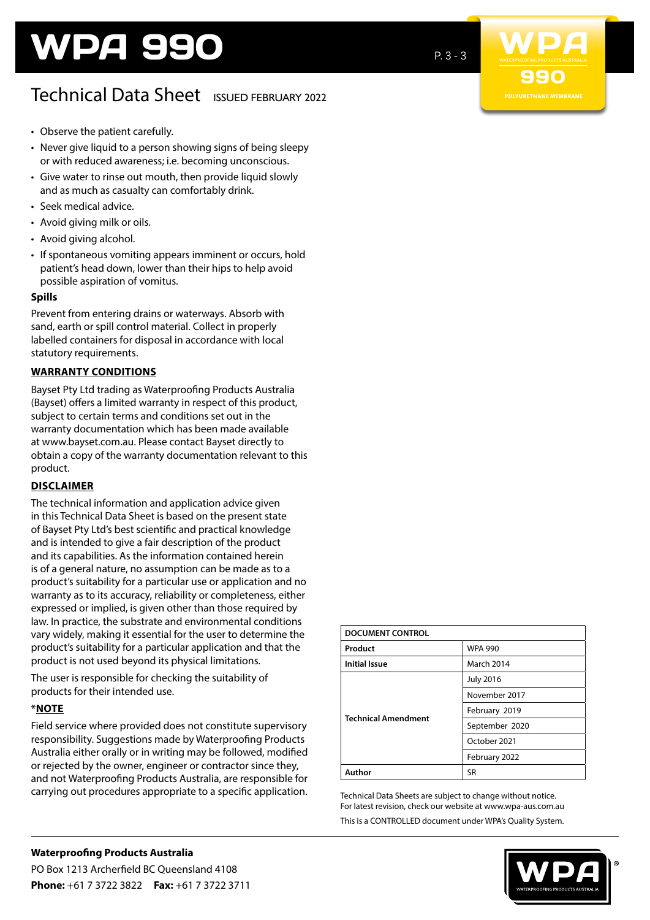- Observe the patient carefully.
- Never give liquid to a person showing signs of being sleepy or with reduced awareness; i.e. becoming unconscious.
- Give water to rinse out mouth, then provide liquid slowly and as much as casualty can comfortably drink.
- Seek medical advice.
- Avoid giving milk or oils.
- Avoid giving alcohol.
- If spontaneous vomiting appears imminent or occurs, hold patient's head down, lower than their hips to help avoid possible aspiration of vomitus.

**Spills**

Prevent from entering drains or waterways. Absorb with sand, earth or spill control material. Collect in properly labelled containers for disposal in accordance with local statutory requirements.

## WARRANTY CONDITIONS

Bayset Pty Ltd trading as Waterproofing Products Australia (Bayset) offers a limited warranty in respect of this product, subject to certain terms and conditions set out in the warranty documentation which has been made available at www.bayset.com.au. Please contact Bayset directly to obtain a copy of the warranty documentation relevant to this product.

## DISCLAIMER

The technical information and application advice given in this Technical Data Sheet is based on the present state of Bayset Pty Ltd's best scientific and practical knowledge and is intended to give a fair description of the product and its capabilities. As the information contained herein is of a general nature, no assumption can be made as to a product's suitability for a particular use or application and no warranty as to its accuracy, reliability or completeness, either expressed or implied, is given other than those required by law. In practice, the substrate and environmental conditions vary widely, making it essential for the user to determine the product's suitability for a particular application and that the product is not used beyond its physical limitations.

The user is responsible for checking the suitability of products for their intended use.

## *NOTE

Field service where provided does not constitute supervisory responsibility. Suggestions made by Waterproofing Products Australia either orally or in writing may be followed, modified or rejected by the owner, engineer or contractor since they, and not Waterproofing Products Australia, are responsible for carrying out procedures appropriate to a specific application.

| DOCUMENT CONTROL | |
|---|---|
| **Product** | WPA 990 |
| **Initial Issue** | March 2014 |
| **Technical Amendment** | July 2016 |
| | November 2017 |
| | February 2019 |
| | September 2020 |
| | October 2021 |
| | February 2022 |
| **Author** | SR |

Technical Data Sheets are subject to change without notice. For latest revision, check our website at www.wpa-aus.com.au

This is a CONTROLLED document under WPA's Quality System.

**Waterproofing Products Australia**
PO Box 1213 Archerfield BC Queensland 4108
**Phone:** +61 7 3722 3822 **Fax:** +61 7 3722 3711